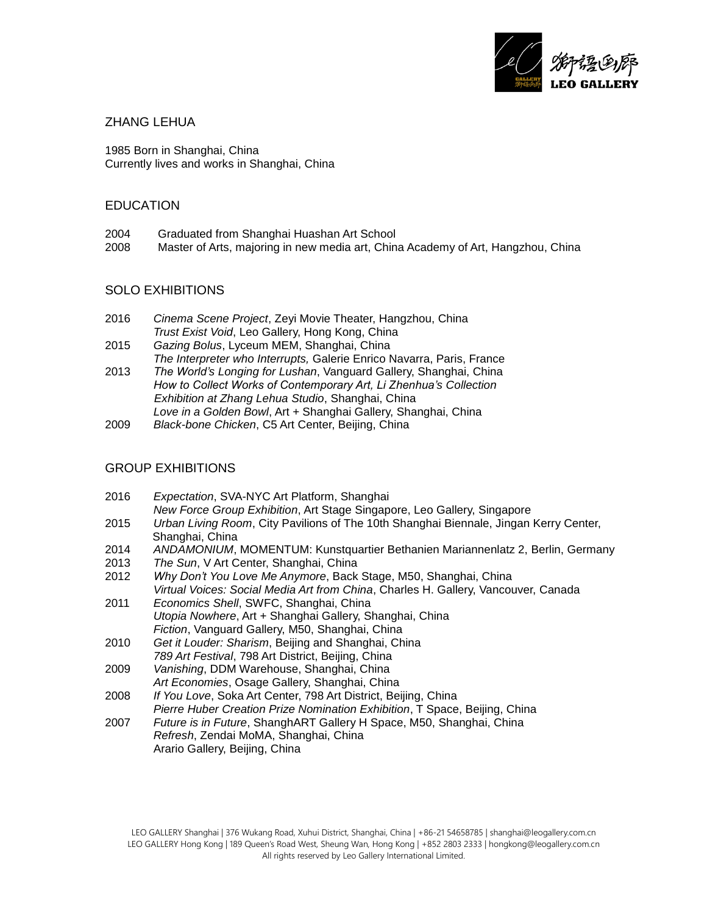# ZHANG LEHUA

1985 Born in Shanghai, China
Currently lives and works in Shanghai, China

## EDUCATION

2004 Graduated from Shanghai Huashan Art School
2008 Master of Arts, majoring in new media art, China Academy of Art, Hangzhou, China

## SOLO EXHIBITIONS

2016 *Cinema Scene Project*, Zeyi Movie Theater, Hangzhou, China
*Trust Exist Void*, Leo Gallery, Hong Kong, China
2015 *Gazing Bolus*, Lyceum MEM, Shanghai, China
*The Interpreter who Interrupts,* Galerie Enrico Navarra, Paris, France
2013 *The World's Longing for Lushan*, Vanguard Gallery, Shanghai, China
*How to Collect Works of Contemporary Art, Li Zhenhua's Collection Exhibition at Zhang Lehua Studio*, Shanghai, China
*Love in a Golden Bowl*, Art + Shanghai Gallery, Shanghai, China
2009 *Black-bone Chicken*, C5 Art Center, Beijing, China

## GROUP EXHIBITIONS

2016 *Expectation*, SVA-NYC Art Platform, Shanghai
*New Force Group Exhibition*, Art Stage Singapore, Leo Gallery, Singapore
2015 *Urban Living Room*, City Pavilions of The 10th Shanghai Biennale, Jingan Kerry Center, Shanghai, China
2014 *ANDAMONIUM*, MOMENTUM: Kunstquartier Bethanien Mariannenlatz 2, Berlin, Germany
2013 *The Sun*, V Art Center, Shanghai, China
2012 *Why Don't You Love Me Anymore*, Back Stage, M50, Shanghai, China
*Virtual Voices: Social Media Art from China*, Charles H. Gallery, Vancouver, Canada
2011 *Economics Shell*, SWFC, Shanghai, China
*Utopia Nowhere*, Art + Shanghai Gallery, Shanghai, China
*Fiction*, Vanguard Gallery, M50, Shanghai, China
2010 *Get it Louder: Sharism*, Beijing and Shanghai, China
*789 Art Festival*, 798 Art District, Beijing, China
2009 *Vanishing*, DDM Warehouse, Shanghai, China
*Art Economies*, Osage Gallery, Shanghai, China
2008 *If You Love*, Soka Art Center, 798 Art District, Beijing, China
*Pierre Huber Creation Prize Nomination Exhibition*, T Space, Beijing, China
2007 *Future is in Future*, ShanghART Gallery H Space, M50, Shanghai, China
*Refresh*, Zendai MoMA, Shanghai, China
Arario Gallery, Beijing, China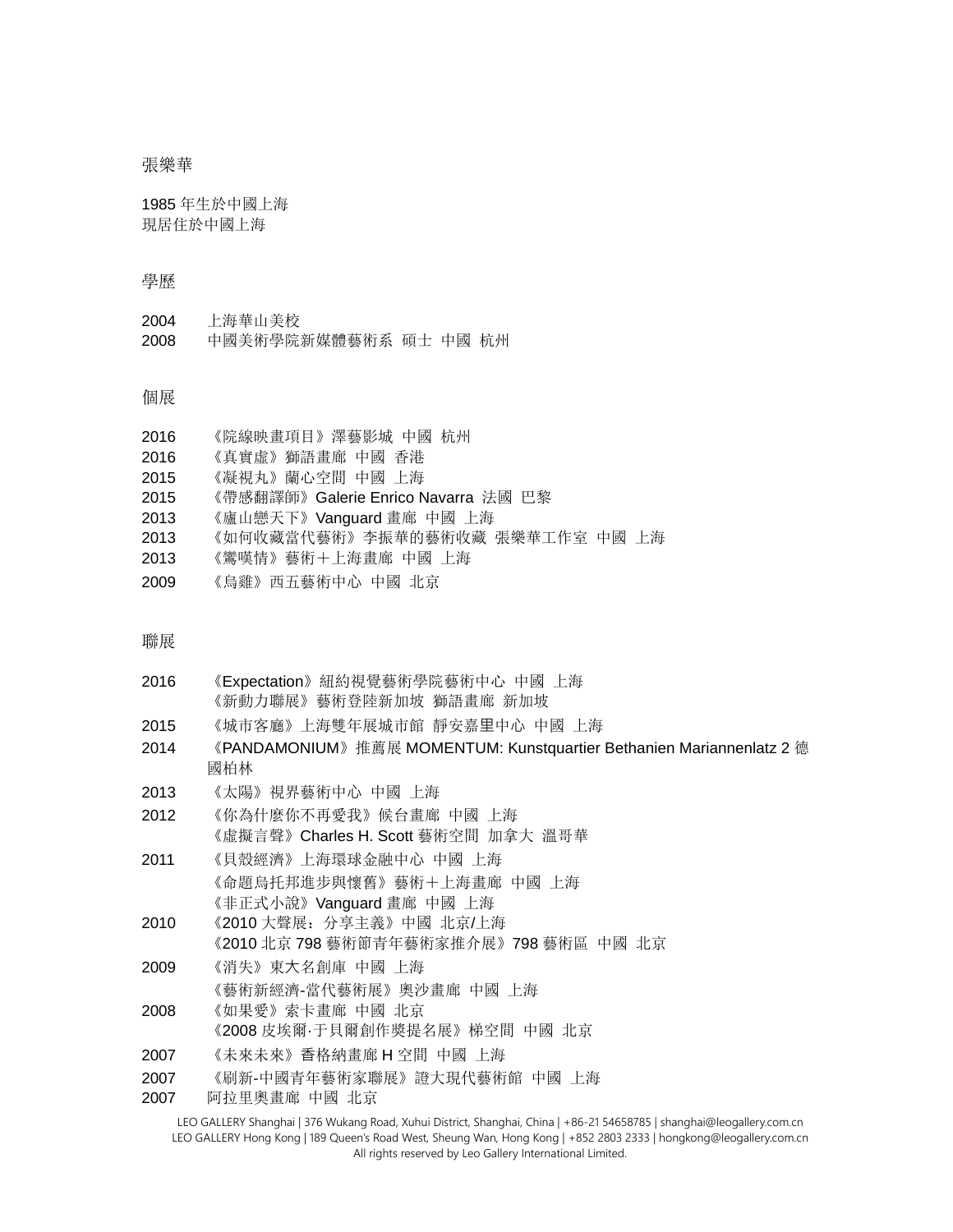張樂華

1985 年生於中國上海
現居住於中國上海

## 學歷

2004　上海華山美校
2008　中國美術學院新媒體藝術系 碩士 中國 杭州

## 個展

2016　《院線映畫項目》澤藝影城 中國 杭州
2016　《真實虛》獅語畫廊 中國 香港
2015　《凝視丸》蘭心空間 中國 上海
2015　《帶感翻譯師》Galerie Enrico Navarra 法國 巴黎
2013　《廬山戀天下》Vanguard 畫廊 中國 上海
2013　《如何收藏當代藝術》李振華的藝術收藏 張樂華工作室 中國 上海
2013　《驚嘆情》藝術＋上海畫廊 中國 上海
2009　《烏雞》西五藝術中心 中國 北京

## 聯展

2016　《Expectation》紐約視覺藝術學院藝術中心 中國 上海
　　　《新動力聯展》藝術登陸新加坡 獅語畫廊 新加坡
2015　《城市客廳》上海雙年展城市館 靜安嘉里中心 中國 上海
2014　《PANDAMONIUM》推薦展 MOMENTUM: Kunstquartier Bethanien Mariannenlatz 2 德國柏林
2013　《太陽》視界藝術中心 中國 上海
2012　《你為什麼你不再愛我》候台畫廊 中國 上海
　　　《虛擬言聲》Charles H. Scott 藝術空間 加拿大 溫哥華
2011　《貝殼經濟》上海環球金融中心 中國 上海
　　　《命題烏托邦進步與懷舊》藝術＋上海畫廊 中國 上海
　　　《非正式小說》Vanguard 畫廊 中國 上海
2010　《2010 大聲展：分享主義》中國 北京/上海
　　　《2010 北京 798 藝術節青年藝術家推介展》798 藝術區 中國 北京
2009　《消失》東大名創庫 中國 上海
　　　《藝術新經濟-當代藝術展》奧沙畫廊 中國 上海
2008　《如果愛》索卡畫廊 中國 北京
　　　《2008 皮埃爾·于貝爾創作獎提名展》梯空間 中國 北京
2007　《未來未來》香格納畫廊 H 空間 中國 上海
2007　《刷新-中國青年藝術家聯展》證大現代藝術館 中國 上海
2007　阿拉里奧畫廊 中國 北京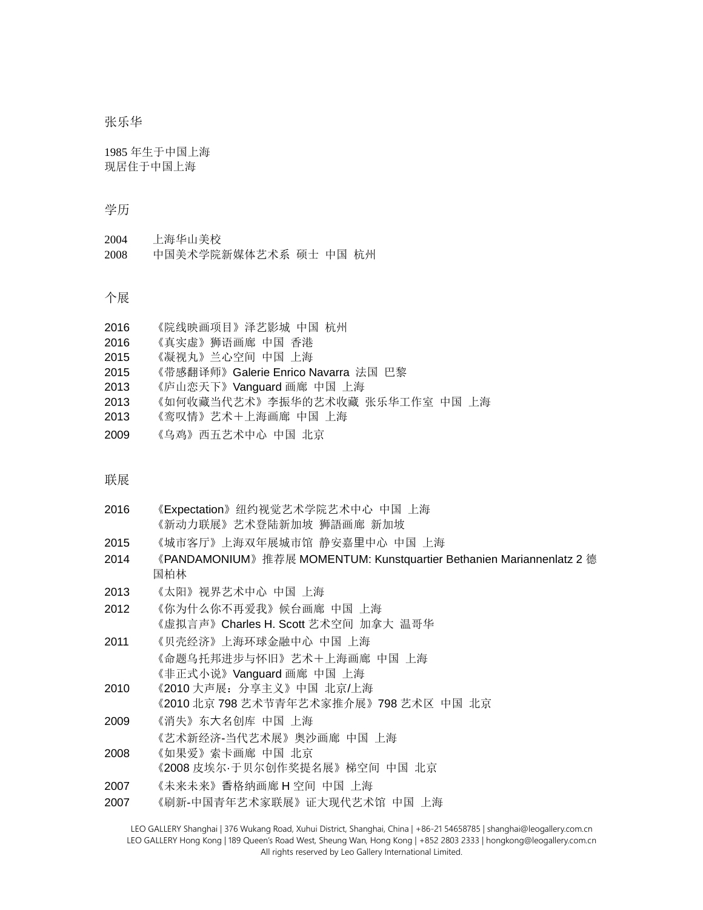张乐华

1985 年生于中国上海
现居住于中国上海

## 学历

2004　　上海华山美校
2008　　中国美术学院新媒体艺术系 硕士 中国 杭州

## 个展

2016　　《院线映画项目》泽艺影城 中国 杭州
2016　　《真实虚》狮语画廊 中国 香港
2015　　《凝视丸》兰心空间 中国 上海
2015　　《带感翻译师》Galerie Enrico Navarra 法国 巴黎
2013　　《庐山恋天下》Vanguard 画廊 中国 上海
2013　　《如何收藏当代艺术》李振华的艺术收藏 张乐华工作室 中国 上海
2013　　《鸾叹情》艺术＋上海画廊 中国 上海
2009　　《乌鸡》西五艺术中心 中国 北京

## 联展

2016　　《Expectation》纽约视觉艺术学院艺术中心 中国 上海
　　　　《新动力联展》艺术登陆新加坡 狮語画廊 新加坡
2015　　《城市客厅》上海双年展城市馆 静安嘉里中心 中国 上海
2014　　《PANDAMONIUM》推荐展 MOMENTUM: Kunstquartier Bethanien Mariannenlatz 2 德国柏林
2013　　《太阳》视界艺术中心 中国 上海
2012　　《你为什么你不再爱我》候台画廊 中国 上海
　　　　《虚拟言声》Charles H. Scott 艺术空间 加拿大 温哥华
2011　　《贝壳经济》上海环球金融中心 中国 上海
　　　　《命题乌托邦进步与怀旧》艺术＋上海画廊 中国 上海
　　　　《非正式小说》Vanguard 画廊 中国 上海
2010　　《2010 大声展：分享主义》中国 北京/上海
　　　　《2010 北京 798 艺术节青年艺术家推介展》798 艺术区 中国 北京
2009　　《消失》东大名创库 中国 上海
　　　　《艺术新经济-当代艺术展》奥沙画廊 中国 上海
2008　　《如果爱》索卡画廊 中国 北京
　　　　《2008 皮埃尔·于贝尔创作奖提名展》梯空间 中国 北京
2007　　《未来未来》香格纳画廊 H 空间 中国 上海
2007　　《刷新-中国青年艺术家联展》证大现代艺术馆 中国 上海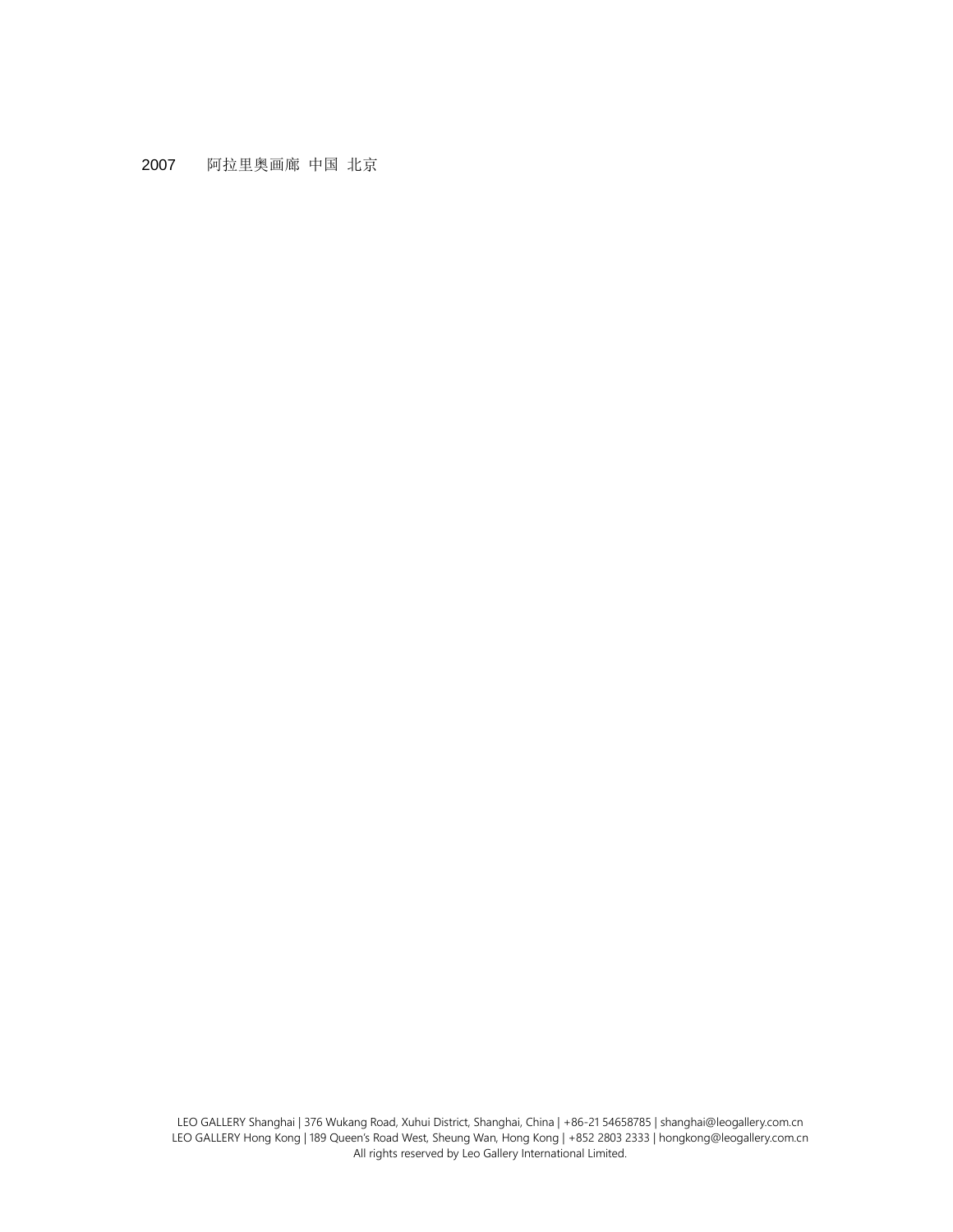2007　　阿拉里奥画廊 中国 北京